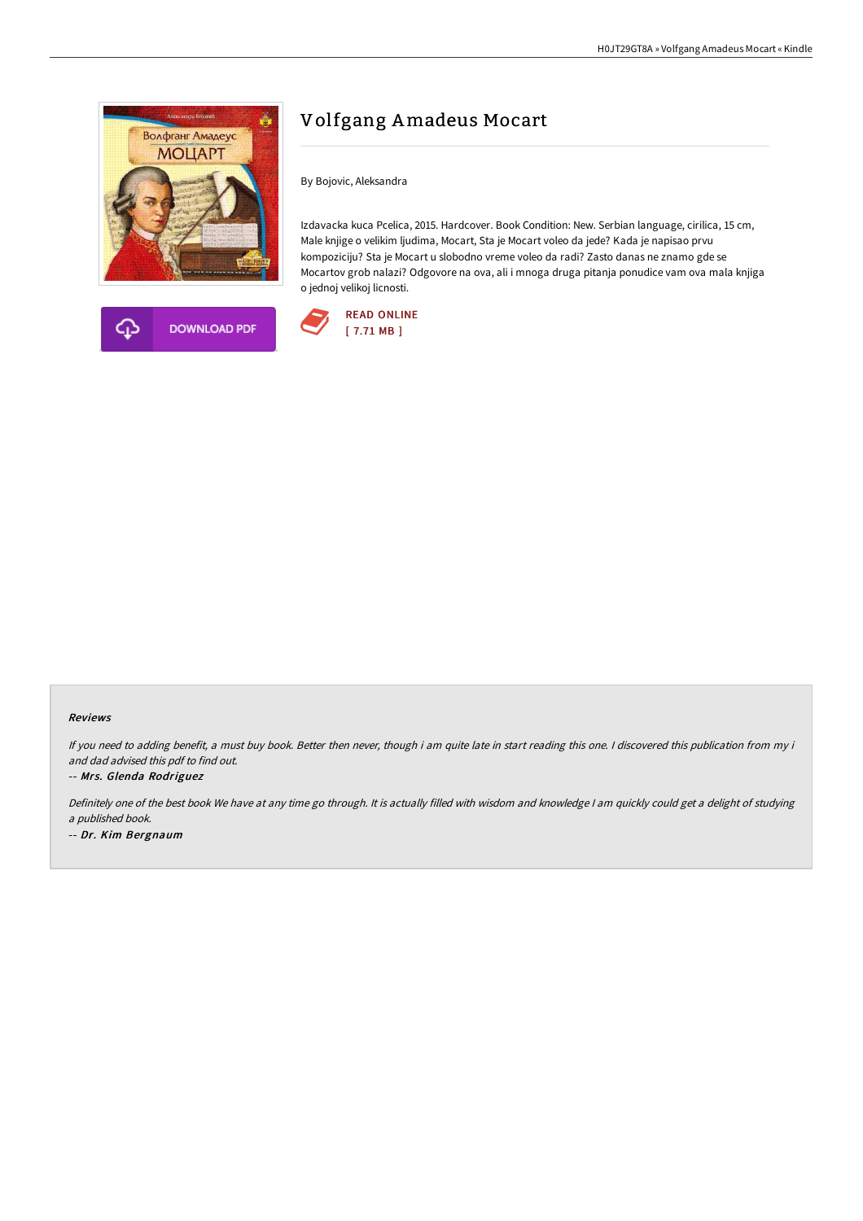# Volfgang Amadeus Mocart

By Bojovic, Aleksandra

Izdavacka kuca Pcelica, 2015. Hardcover. Book Condition: New. Serbian language, cirilica, 15 cm, Male knjige o velikim ljudima, Mocart, Sta je Mocart voleo da jede? Kada je napisao prvu kompoziciju? Sta je Mocart u slobodno vreme voleo da radi? Zasto danas ne znamo gde se Mocartov grob nalazi? Odgovore na ova, ali i mnoga druga pitanja ponudice vam ova mala knjiga o jednoj velikoj licnosti.

DOWNLOAD PDF

READ ONLINE
[ 7.71 MB ]

#### Reviews

*If you need to adding benefit, a must buy book. Better then never, though i am quite late in start reading this one. I discovered this publication from my i and dad advised this pdf to find out.*

-- *Mrs. Glenda Rodriguez*

*Definitely one of the best book We have at any time go through. It is actually filled with wisdom and knowledge I am quickly could get a delight of studying a published book.*

-- *Dr. Kim Bergnaum*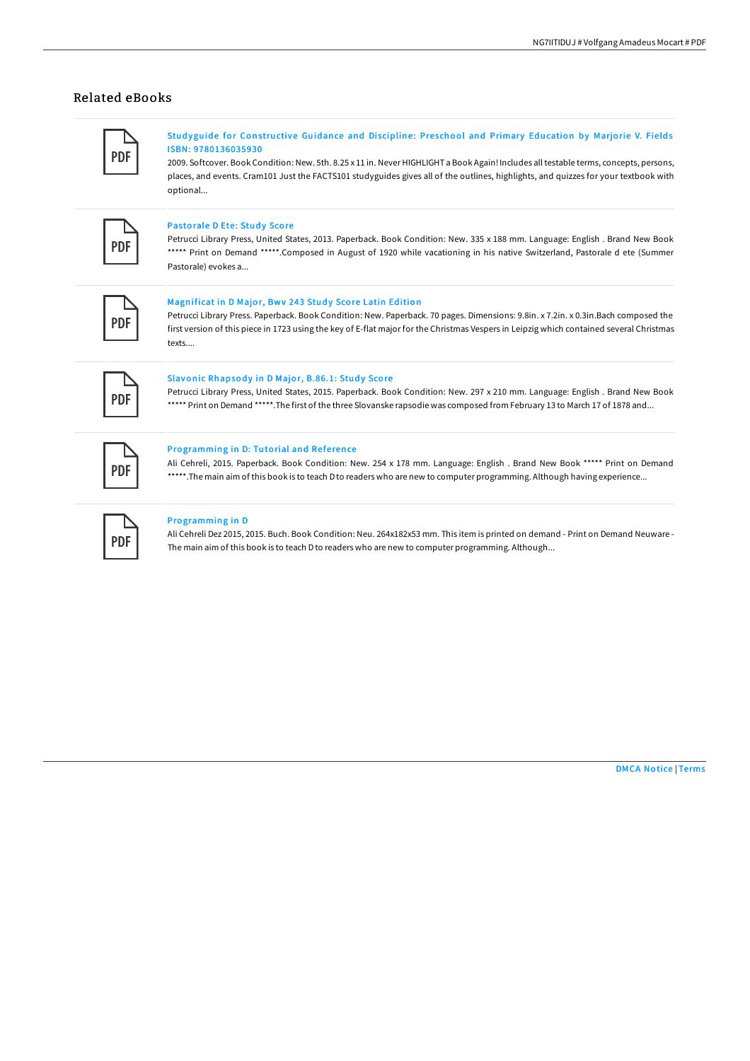## Related eBooks

PDF

### Studyguide for Constructive Guidance and Discipline: Preschool and Primary Education by Marjorie V. Fields ISBN: 9780136035930

2009. Softcover. Book Condition: New. 5th. 8.25 x 11 in. Never HIGHLIGHT a Book Again! Includes all testable terms, concepts, persons, places, and events. Cram101 Just the FACTS101 studyguides gives all of the outlines, highlights, and quizzes for your textbook with optional...

PDF

### Pastorale D Ete: Study Score

Petrucci Library Press, United States, 2013. Paperback. Book Condition: New. 335 x 188 mm. Language: English . Brand New Book ***** Print on Demand *****.Composed in August of 1920 while vacationing in his native Switzerland, Pastorale d ete (Summer Pastorale) evokes a...

PDF

### Magnificat in D Major, Bwv 243 Study Score Latin Edition

Petrucci Library Press. Paperback. Book Condition: New. Paperback. 70 pages. Dimensions: 9.8in. x 7.2in. x 0.3in.Bach composed the first version of this piece in 1723 using the key of E-flat major for the Christmas Vespers in Leipzig which contained several Christmas texts....

PDF

### Slavonic Rhapsody in D Major, B.86.1: Study Score

Petrucci Library Press, United States, 2015. Paperback. Book Condition: New. 297 x 210 mm. Language: English . Brand New Book ***** Print on Demand *****.The first of the three Slovanske rapsodie was composed from February 13 to March 17 of 1878 and...

PDF

### Programming in D: Tutorial and Reference

Ali Cehreli, 2015. Paperback. Book Condition: New. 254 x 178 mm. Language: English . Brand New Book ***** Print on Demand *****.The main aim of this book is to teach D to readers who are new to computer programming. Although having experience...

PDF

### Programming in D

Ali Cehreli Dez 2015, 2015. Buch. Book Condition: Neu. 264x182x53 mm. This item is printed on demand - Print on Demand Neuware - The main aim of this book is to teach D to readers who are new to computer programming. Although...

DMCA Notice | Terms